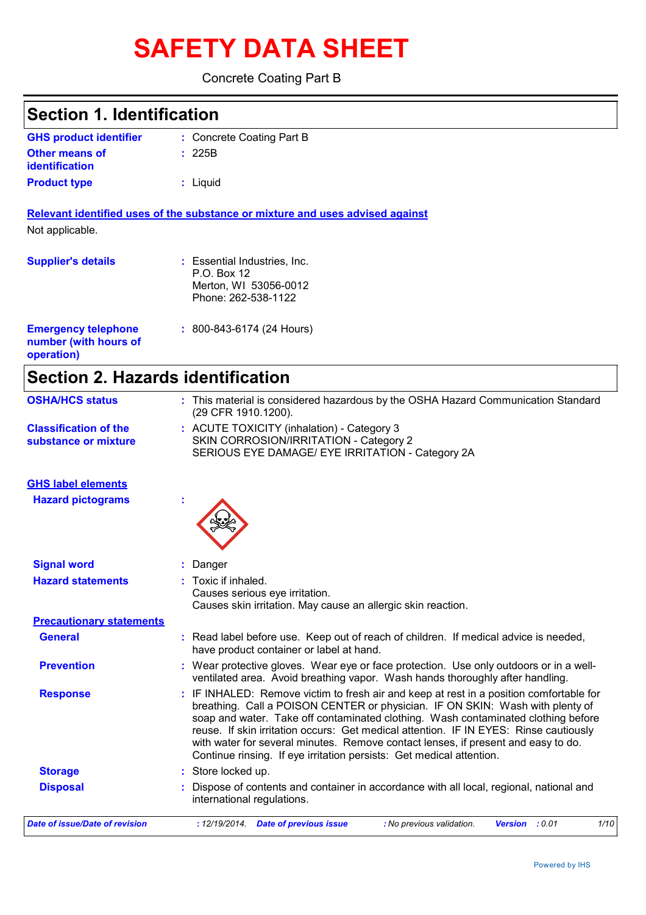# SAFETY DATA SHEET

Concrete Coating Part B

## Section 1. Identification

| | | |
|---|---|---|
| **GHS product identifier** | : | Concrete Coating Part B |
| **Other means of identification** | : | 225B |
| **Product type** | : | Liquid |

**Relevant identified uses of the substance or mixture and uses advised against**

Not applicable.

| | | |
|---|---|---|
| **Supplier's details** | : | Essential Industries, Inc.<br>P.O. Box 12<br>Merton, WI 53056-0012<br>Phone: 262-538-1122 |
| **Emergency telephone number (with hours of operation)** | : | 800-843-6174 (24 Hours) |

## Section 2. Hazards identification

| | | |
|---|---|---|
| **OSHA/HCS status** | : | This material is considered hazardous by the OSHA Hazard Communication Standard (29 CFR 1910.1200). |
| **Classification of the substance or mixture** | : | ACUTE TOXICITY (inhalation) - Category 3<br>SKIN CORROSION/IRRITATION - Category 2<br>SERIOUS EYE DAMAGE/ EYE IRRITATION - Category 2A |

**GHS label elements**

| | | |
|---|---|---|
| **Hazard pictograms** | : | |
| **Signal word** | : | Danger |
| **Hazard statements** | : | Toxic if inhaled.<br>Causes serious eye irritation.<br>Causes skin irritation. May cause an allergic skin reaction. |

**Precautionary statements**

| | | |
|---|---|---|
| **General** | : | Read label before use. Keep out of reach of children. If medical advice is needed, have product container or label at hand. |
| **Prevention** | : | Wear protective gloves. Wear eye or face protection. Use only outdoors or in a well-ventilated area. Avoid breathing vapor. Wash hands thoroughly after handling. |
| **Response** | : | IF INHALED: Remove victim to fresh air and keep at rest in a position comfortable for breathing. Call a POISON CENTER or physician. IF ON SKIN: Wash with plenty of soap and water. Take off contaminated clothing. Wash contaminated clothing before reuse. If skin irritation occurs: Get medical attention. IF IN EYES: Rinse cautiously with water for several minutes. Remove contact lenses, if present and easy to do. Continue rinsing. If eye irritation persists: Get medical attention. |
| **Storage** | : | Store locked up. |
| **Disposal** | : | Dispose of contents and container in accordance with all local, regional, national and international regulations. |

*Date of issue/Date of revision : 12/19/2014. Date of previous issue : No previous validation. Version : 0.01*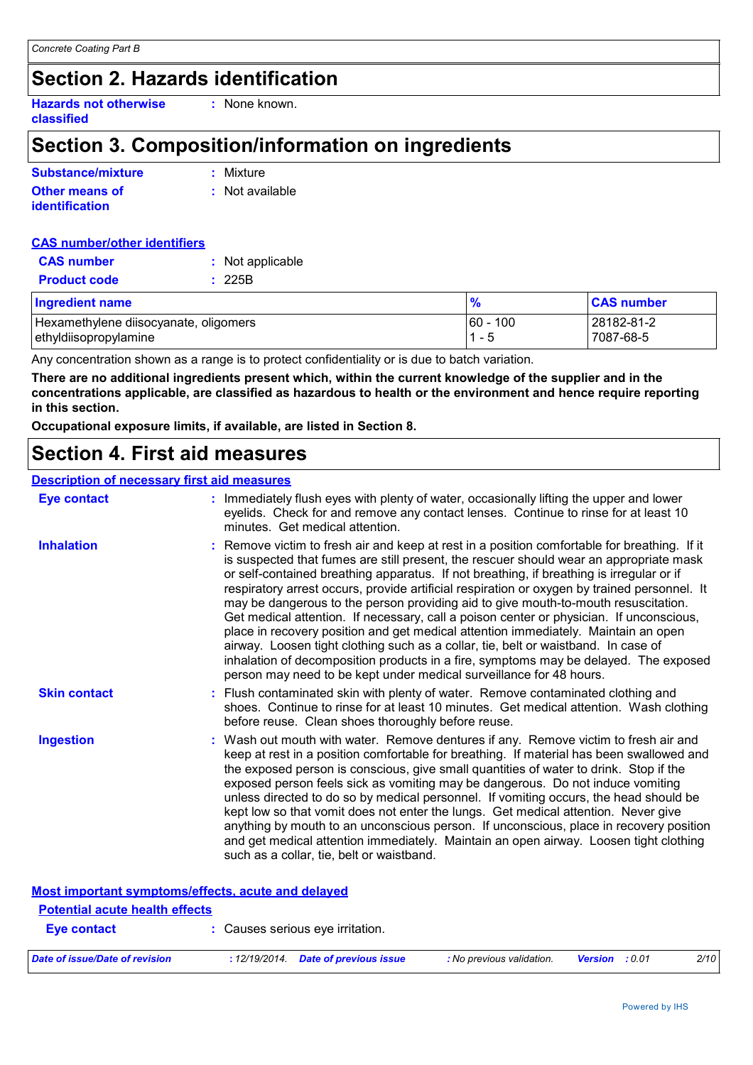## Section 2. Hazards identification

**Hazards not otherwise classified** : None known.

## Section 3. Composition/information on ingredients

**Substance/mixture** : Mixture

**Other means of identification** : Not available

**CAS number/other identifiers**

**CAS number** : Not applicable

**Product code** : 225B

| Ingredient name | % | CAS number |
|---|---|---|
| Hexamethylene diisocyanate, oligomers | 60 - 100 | 28182-81-2 |
| ethyldiisopropylamine | 1 - 5 | 7087-68-5 |

Any concentration shown as a range is to protect confidentiality or is due to batch variation.

**There are no additional ingredients present which, within the current knowledge of the supplier and in the concentrations applicable, are classified as hazardous to health or the environment and hence require reporting in this section.**

**Occupational exposure limits, if available, are listed in Section 8.**

## Section 4. First aid measures

**Description of necessary first aid measures**

**Eye contact** : Immediately flush eyes with plenty of water, occasionally lifting the upper and lower eyelids. Check for and remove any contact lenses. Continue to rinse for at least 10 minutes. Get medical attention.

**Inhalation** : Remove victim to fresh air and keep at rest in a position comfortable for breathing. If it is suspected that fumes are still present, the rescuer should wear an appropriate mask or self-contained breathing apparatus. If not breathing, if breathing is irregular or if respiratory arrest occurs, provide artificial respiration or oxygen by trained personnel. It may be dangerous to the person providing aid to give mouth-to-mouth resuscitation. Get medical attention. If necessary, call a poison center or physician. If unconscious, place in recovery position and get medical attention immediately. Maintain an open airway. Loosen tight clothing such as a collar, tie, belt or waistband. In case of inhalation of decomposition products in a fire, symptoms may be delayed. The exposed person may need to be kept under medical surveillance for 48 hours.

**Skin contact** : Flush contaminated skin with plenty of water. Remove contaminated clothing and shoes. Continue to rinse for at least 10 minutes. Get medical attention. Wash clothing before reuse. Clean shoes thoroughly before reuse.

**Ingestion** : Wash out mouth with water. Remove dentures if any. Remove victim to fresh air and keep at rest in a position comfortable for breathing. If material has been swallowed and the exposed person is conscious, give small quantities of water to drink. Stop if the exposed person feels sick as vomiting may be dangerous. Do not induce vomiting unless directed to do so by medical personnel. If vomiting occurs, the head should be kept low so that vomit does not enter the lungs. Get medical attention. Never give anything by mouth to an unconscious person. If unconscious, place in recovery position and get medical attention immediately. Maintain an open airway. Loosen tight clothing such as a collar, tie, belt or waistband.

**Most important symptoms/effects, acute and delayed**

**Potential acute health effects**

**Eye contact** : Causes serious eye irritation.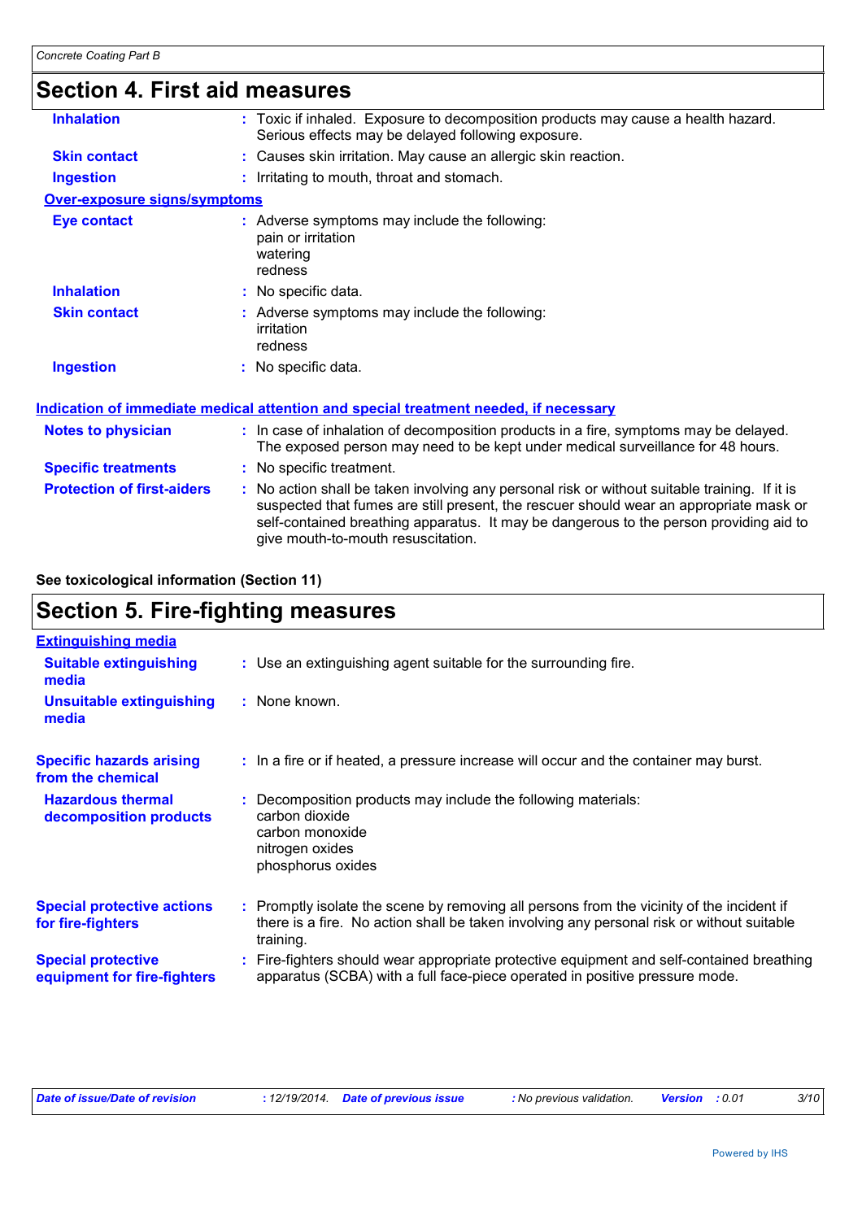## Section 4. First aid measures

**Inhalation** : Toxic if inhaled. Exposure to decomposition products may cause a health hazard. Serious effects may be delayed following exposure.

**Skin contact** : Causes skin irritation. May cause an allergic skin reaction.

**Ingestion** : Irritating to mouth, throat and stomach.

**Over-exposure signs/symptoms**

**Eye contact** : Adverse symptoms may include the following:
pain or irritation
watering
redness

**Inhalation** : No specific data.

**Skin contact** : Adverse symptoms may include the following:
irritation
redness

**Ingestion** : No specific data.

**Indication of immediate medical attention and special treatment needed, if necessary**

**Notes to physician** : In case of inhalation of decomposition products in a fire, symptoms may be delayed. The exposed person may need to be kept under medical surveillance for 48 hours.

**Specific treatments** : No specific treatment.

**Protection of first-aiders** : No action shall be taken involving any personal risk or without suitable training. If it is suspected that fumes are still present, the rescuer should wear an appropriate mask or self-contained breathing apparatus. It may be dangerous to the person providing aid to give mouth-to-mouth resuscitation.

**See toxicological information (Section 11)**

## Section 5. Fire-fighting measures

**Extinguishing media**

**Suitable extinguishing media** : Use an extinguishing agent suitable for the surrounding fire.

**Unsuitable extinguishing media** : None known.

**Specific hazards arising from the chemical** : In a fire or if heated, a pressure increase will occur and the container may burst.

**Hazardous thermal decomposition products** : Decomposition products may include the following materials:
carbon dioxide
carbon monoxide
nitrogen oxides
phosphorus oxides

**Special protective actions for fire-fighters** : Promptly isolate the scene by removing all persons from the vicinity of the incident if there is a fire. No action shall be taken involving any personal risk or without suitable training.

**Special protective equipment for fire-fighters** : Fire-fighters should wear appropriate protective equipment and self-contained breathing apparatus (SCBA) with a full face-piece operated in positive pressure mode.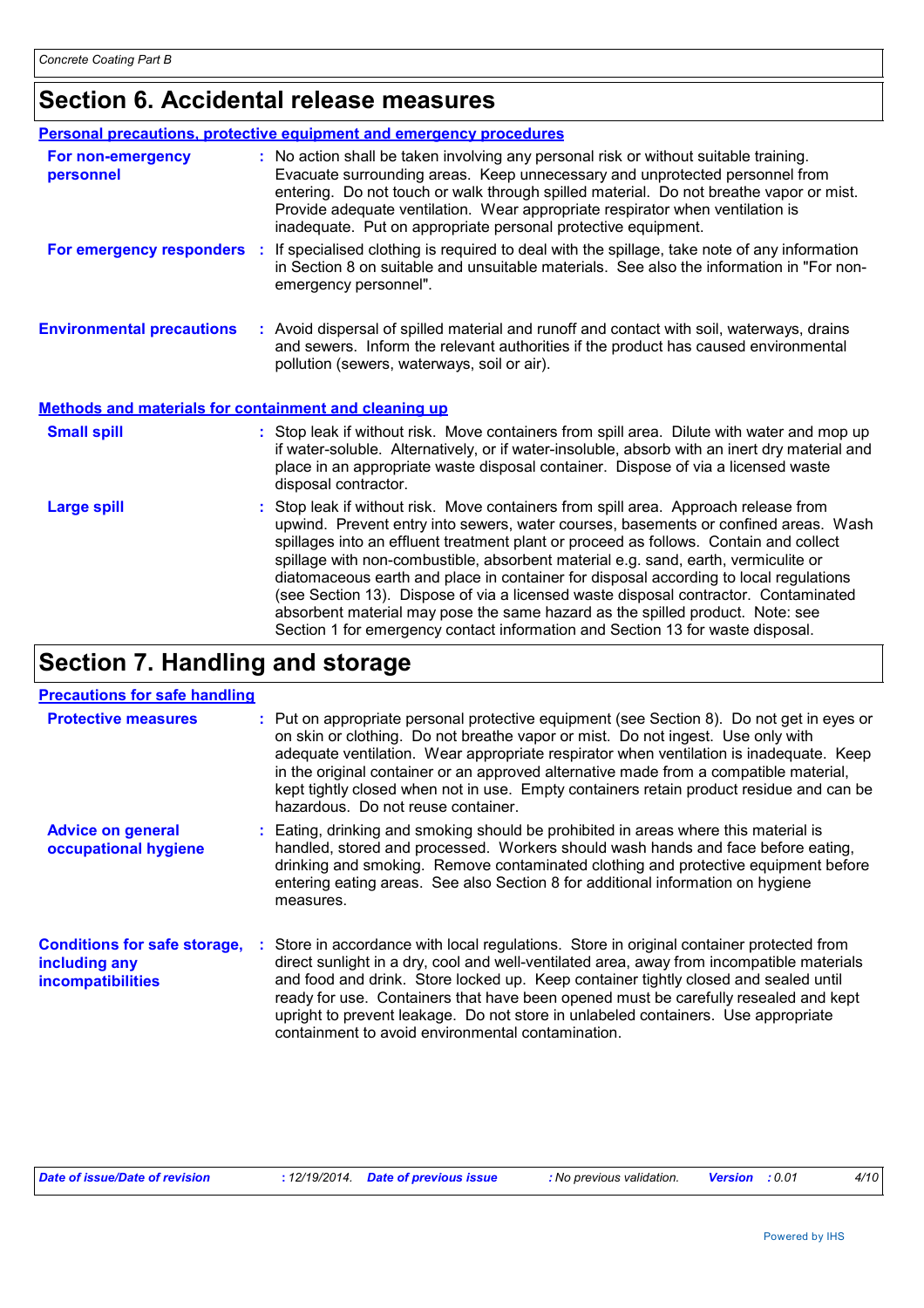# Section 6. Accidental release measures

## Personal precautions, protective equipment and emergency procedures

**For non-emergency personnel** : No action shall be taken involving any personal risk or without suitable training. Evacuate surrounding areas. Keep unnecessary and unprotected personnel from entering. Do not touch or walk through spilled material. Do not breathe vapor or mist. Provide adequate ventilation. Wear appropriate respirator when ventilation is inadequate. Put on appropriate personal protective equipment.

**For emergency responders** : If specialised clothing is required to deal with the spillage, take note of any information in Section 8 on suitable and unsuitable materials. See also the information in "For non-emergency personnel".

**Environmental precautions** : Avoid dispersal of spilled material and runoff and contact with soil, waterways, drains and sewers. Inform the relevant authorities if the product has caused environmental pollution (sewers, waterways, soil or air).

## Methods and materials for containment and cleaning up

**Small spill** : Stop leak if without risk. Move containers from spill area. Dilute with water and mop up if water-soluble. Alternatively, or if water-insoluble, absorb with an inert dry material and place in an appropriate waste disposal container. Dispose of via a licensed waste disposal contractor.

**Large spill** : Stop leak if without risk. Move containers from spill area. Approach release from upwind. Prevent entry into sewers, water courses, basements or confined areas. Wash spillages into an effluent treatment plant or proceed as follows. Contain and collect spillage with non-combustible, absorbent material e.g. sand, earth, vermiculite or diatomaceous earth and place in container for disposal according to local regulations (see Section 13). Dispose of via a licensed waste disposal contractor. Contaminated absorbent material may pose the same hazard as the spilled product. Note: see Section 1 for emergency contact information and Section 13 for waste disposal.

# Section 7. Handling and storage

## Precautions for safe handling

**Protective measures** : Put on appropriate personal protective equipment (see Section 8). Do not get in eyes or on skin or clothing. Do not breathe vapor or mist. Do not ingest. Use only with adequate ventilation. Wear appropriate respirator when ventilation is inadequate. Keep in the original container or an approved alternative made from a compatible material, kept tightly closed when not in use. Empty containers retain product residue and can be hazardous. Do not reuse container.

**Advice on general occupational hygiene** : Eating, drinking and smoking should be prohibited in areas where this material is handled, stored and processed. Workers should wash hands and face before eating, drinking and smoking. Remove contaminated clothing and protective equipment before entering eating areas. See also Section 8 for additional information on hygiene measures.

**Conditions for safe storage, including any incompatibilities** : Store in accordance with local regulations. Store in original container protected from direct sunlight in a dry, cool and well-ventilated area, away from incompatible materials and food and drink. Store locked up. Keep container tightly closed and sealed until ready for use. Containers that have been opened must be carefully resealed and kept upright to prevent leakage. Do not store in unlabeled containers. Use appropriate containment to avoid environmental contamination.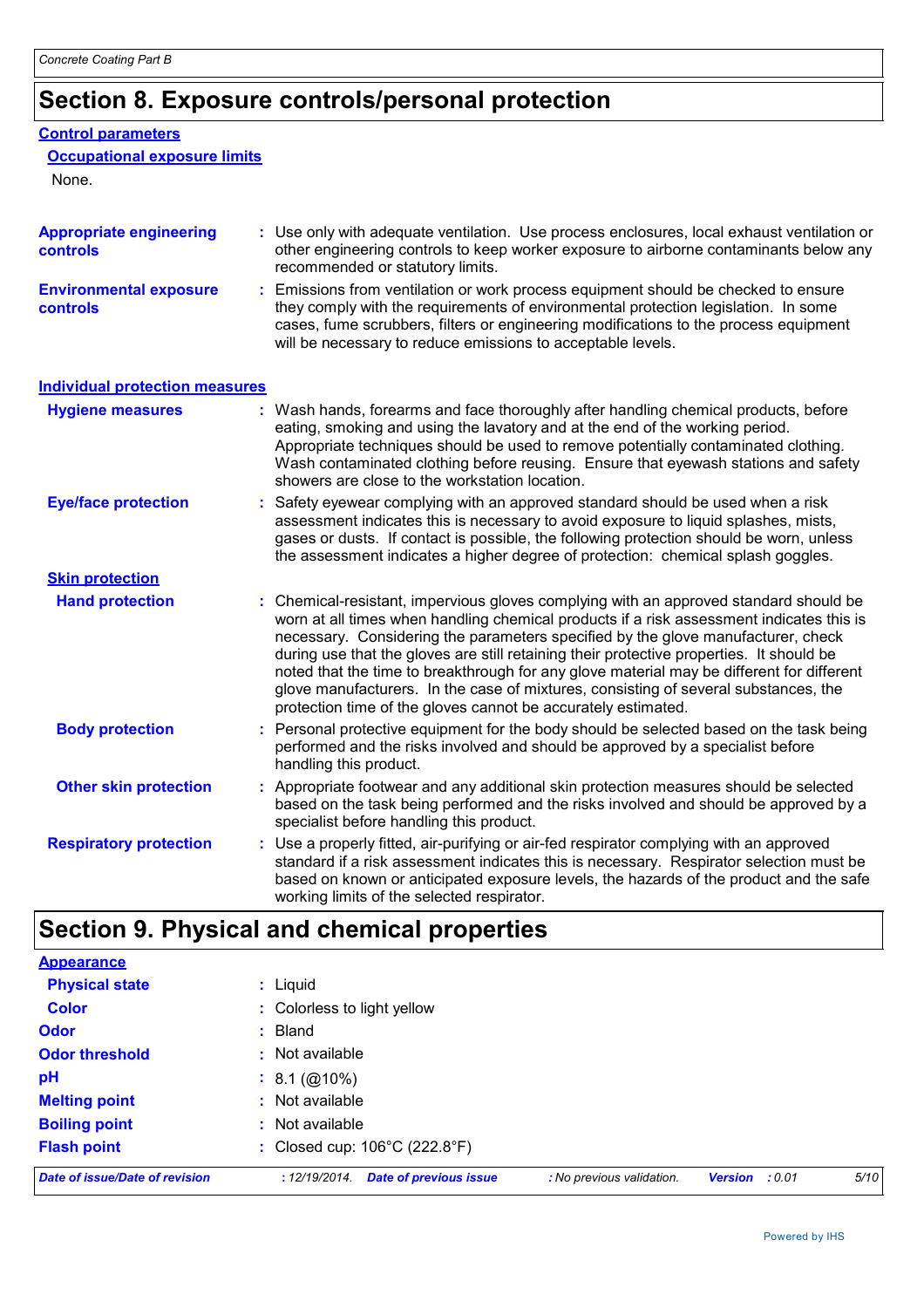## Section 8. Exposure controls/personal protection

### Control parameters

#### Occupational exposure limits

None.

**Appropriate engineering controls** : Use only with adequate ventilation. Use process enclosures, local exhaust ventilation or other engineering controls to keep worker exposure to airborne contaminants below any recommended or statutory limits.

**Environmental exposure controls** : Emissions from ventilation or work process equipment should be checked to ensure they comply with the requirements of environmental protection legislation. In some cases, fume scrubbers, filters or engineering modifications to the process equipment will be necessary to reduce emissions to acceptable levels.

### Individual protection measures

**Hygiene measures** : Wash hands, forearms and face thoroughly after handling chemical products, before eating, smoking and using the lavatory and at the end of the working period. Appropriate techniques should be used to remove potentially contaminated clothing. Wash contaminated clothing before reusing. Ensure that eyewash stations and safety showers are close to the workstation location.

**Eye/face protection** : Safety eyewear complying with an approved standard should be used when a risk assessment indicates this is necessary to avoid exposure to liquid splashes, mists, gases or dusts. If contact is possible, the following protection should be worn, unless the assessment indicates a higher degree of protection: chemical splash goggles.

#### Skin protection

**Hand protection** : Chemical-resistant, impervious gloves complying with an approved standard should be worn at all times when handling chemical products if a risk assessment indicates this is necessary. Considering the parameters specified by the glove manufacturer, check during use that the gloves are still retaining their protective properties. It should be noted that the time to breakthrough for any glove material may be different for different glove manufacturers. In the case of mixtures, consisting of several substances, the protection time of the gloves cannot be accurately estimated.

**Body protection** : Personal protective equipment for the body should be selected based on the task being performed and the risks involved and should be approved by a specialist before handling this product.

**Other skin protection** : Appropriate footwear and any additional skin protection measures should be selected based on the task being performed and the risks involved and should be approved by a specialist before handling this product.

**Respiratory protection** : Use a properly fitted, air-purifying or air-fed respirator complying with an approved standard if a risk assessment indicates this is necessary. Respirator selection must be based on known or anticipated exposure levels, the hazards of the product and the safe working limits of the selected respirator.

## Section 9. Physical and chemical properties

### Appearance

**Physical state** : Liquid

**Color** : Colorless to light yellow

**Odor** : Bland

**Odor threshold** : Not available

**pH** : 8.1 (@10%)

**Melting point** : Not available

**Boiling point** : Not available

**Flash point** : Closed cup: 106°C (222.8°F)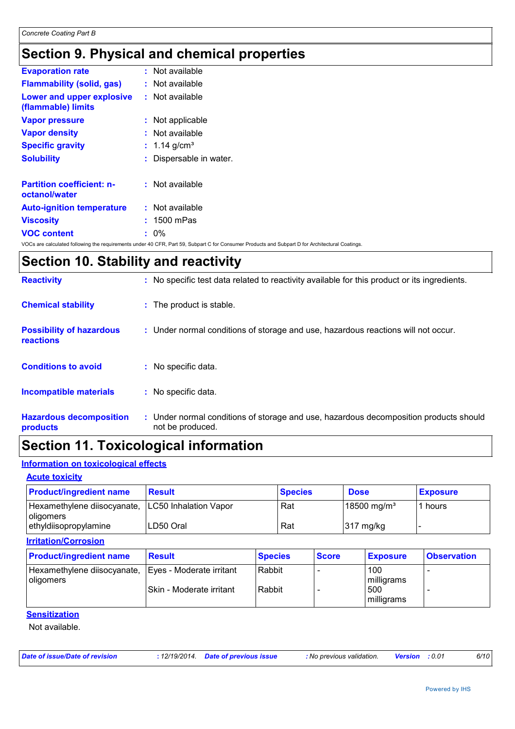# Section 9. Physical and chemical properties

**Evaporation rate** : Not available

**Flammability (solid, gas)** : Not available

**Lower and upper explosive (flammable) limits** : Not available

**Vapor pressure** : Not applicable

**Vapor density** : Not available

**Specific gravity** : 1.14 g/cm³

**Solubility** : Dispersable in water.

**Partition coefficient: n-octanol/water** : Not available

**Auto-ignition temperature** : Not available

**Viscosity** : 1500 mPas

**VOC content** : 0%

VOCs are calculated following the requirements under 40 CFR, Part 59, Subpart C for Consumer Products and Subpart D for Architectural Coatings.

# Section 10. Stability and reactivity

**Reactivity** : No specific test data related to reactivity available for this product or its ingredients.

**Chemical stability** : The product is stable.

**Possibility of hazardous reactions** : Under normal conditions of storage and use, hazardous reactions will not occur.

**Conditions to avoid** : No specific data.

**Incompatible materials** : No specific data.

**Hazardous decomposition products** : Under normal conditions of storage and use, hazardous decomposition products should not be produced.

# Section 11. Toxicological information

## Information on toxicological effects

### Acute toxicity

| Product/ingredient name | Result | Species | Dose | Exposure |
|---|---|---|---|---|
| Hexamethylene diisocyanate, oligomers | LC50 Inhalation Vapor | Rat | 18500 mg/m³ | 1 hours |
| ethyldiisopropylamine | LD50 Oral | Rat | 317 mg/kg | - |

### Irritation/Corrosion

| Product/ingredient name | Result | Species | Score | Exposure | Observation |
|---|---|---|---|---|---|
| Hexamethylene diisocyanate, oligomers | Eyes - Moderate irritant | Rabbit | - | 100 milligrams | - |
| | Skin - Moderate irritant | Rabbit | - | 500 milligrams | - |

### Sensitization

Not available.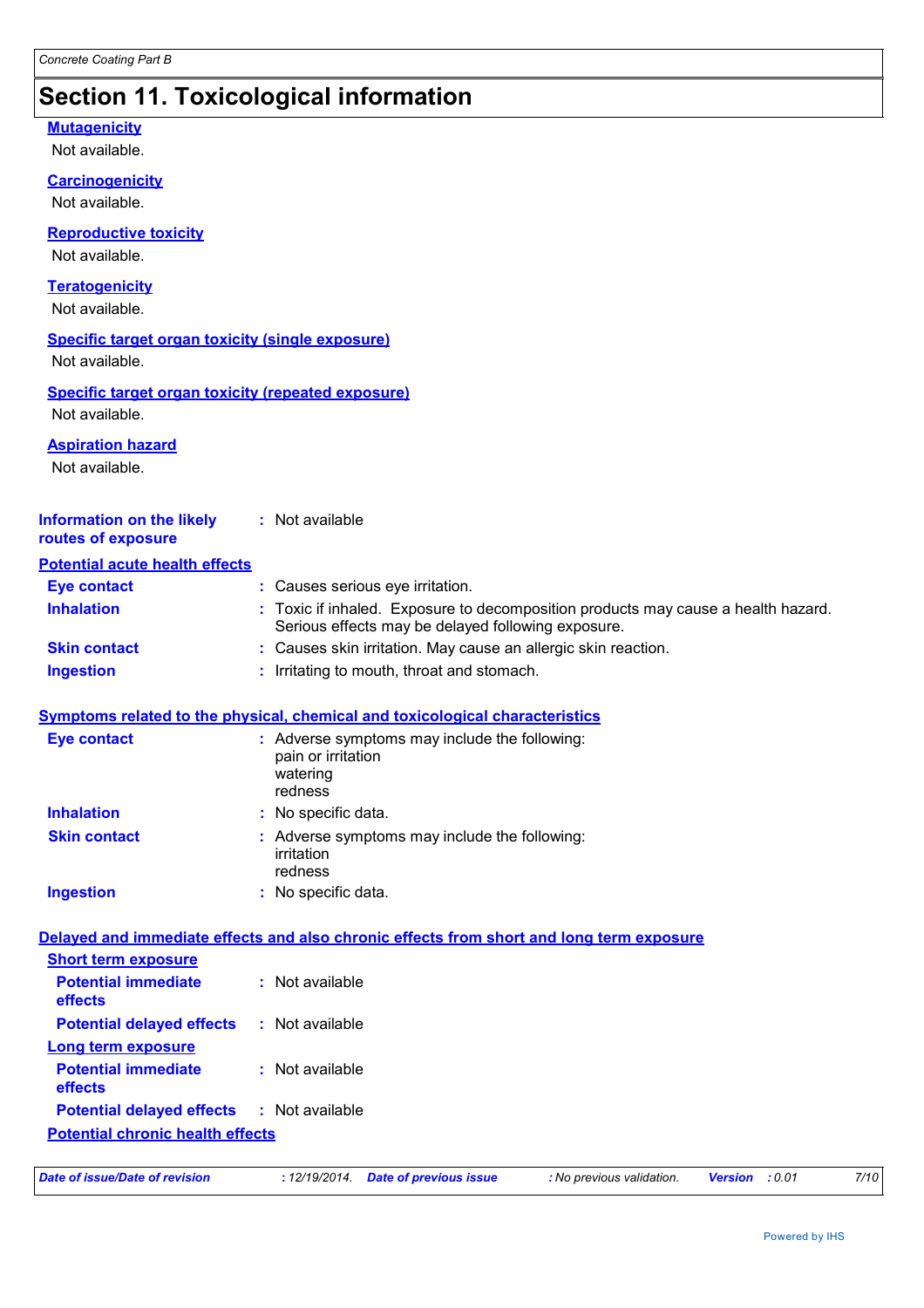# Section 11. Toxicological information

**Mutagenicity**

Not available.

**Carcinogenicity**

Not available.

**Reproductive toxicity**

Not available.

**Teratogenicity**

Not available.

**Specific target organ toxicity (single exposure)**

Not available.

**Specific target organ toxicity (repeated exposure)**

Not available.

**Aspiration hazard**

Not available.

**Information on the likely routes of exposure** : Not available

**Potential acute health effects**

**Eye contact** : Causes serious eye irritation.

**Inhalation** : Toxic if inhaled. Exposure to decomposition products may cause a health hazard. Serious effects may be delayed following exposure.

**Skin contact** : Causes skin irritation. May cause an allergic skin reaction.

**Ingestion** : Irritating to mouth, throat and stomach.

**Symptoms related to the physical, chemical and toxicological characteristics**

**Eye contact** : Adverse symptoms may include the following:
pain or irritation
watering
redness

**Inhalation** : No specific data.

**Skin contact** : Adverse symptoms may include the following:
irritation
redness

**Ingestion** : No specific data.

**Delayed and immediate effects and also chronic effects from short and long term exposure**

**Short term exposure**

**Potential immediate effects** : Not available

**Potential delayed effects** : Not available

**Long term exposure**

**Potential immediate effects** : Not available

**Potential delayed effects** : Not available

**Potential chronic health effects**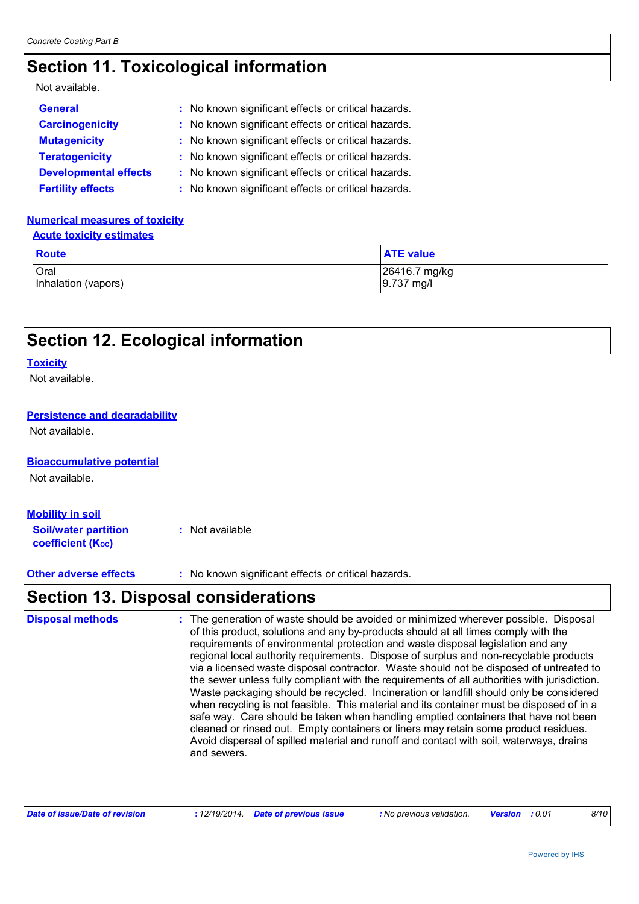## Section 11. Toxicological information

Not available.

**General** : No known significant effects or critical hazards.

**Carcinogenicity** : No known significant effects or critical hazards.

**Mutagenicity** : No known significant effects or critical hazards.

**Teratogenicity** : No known significant effects or critical hazards.

**Developmental effects** : No known significant effects or critical hazards.

**Fertility effects** : No known significant effects or critical hazards.

### Numerical measures of toxicity

#### Acute toxicity estimates

| Route | ATE value |
| --- | --- |
| Oral | 26416.7 mg/kg |
| Inhalation (vapors) | 9.737 mg/l |

## Section 12. Ecological information

### Toxicity

Not available.

### Persistence and degradability

Not available.

### Bioaccumulative potential

Not available.

### Mobility in soil

**Soil/water partition coefficient ($K_{OC}$)** : Not available

**Other adverse effects** : No known significant effects or critical hazards.

## Section 13. Disposal considerations

**Disposal methods** : The generation of waste should be avoided or minimized wherever possible. Disposal of this product, solutions and any by-products should at all times comply with the requirements of environmental protection and waste disposal legislation and any regional local authority requirements. Dispose of surplus and non-recyclable products via a licensed waste disposal contractor. Waste should not be disposed of untreated to the sewer unless fully compliant with the requirements of all authorities with jurisdiction. Waste packaging should be recycled. Incineration or landfill should only be considered when recycling is not feasible. This material and its container must be disposed of in a safe way. Care should be taken when handling emptied containers that have not been cleaned or rinsed out. Empty containers or liners may retain some product residues. Avoid dispersal of spilled material and runoff and contact with soil, waterways, drains and sewers.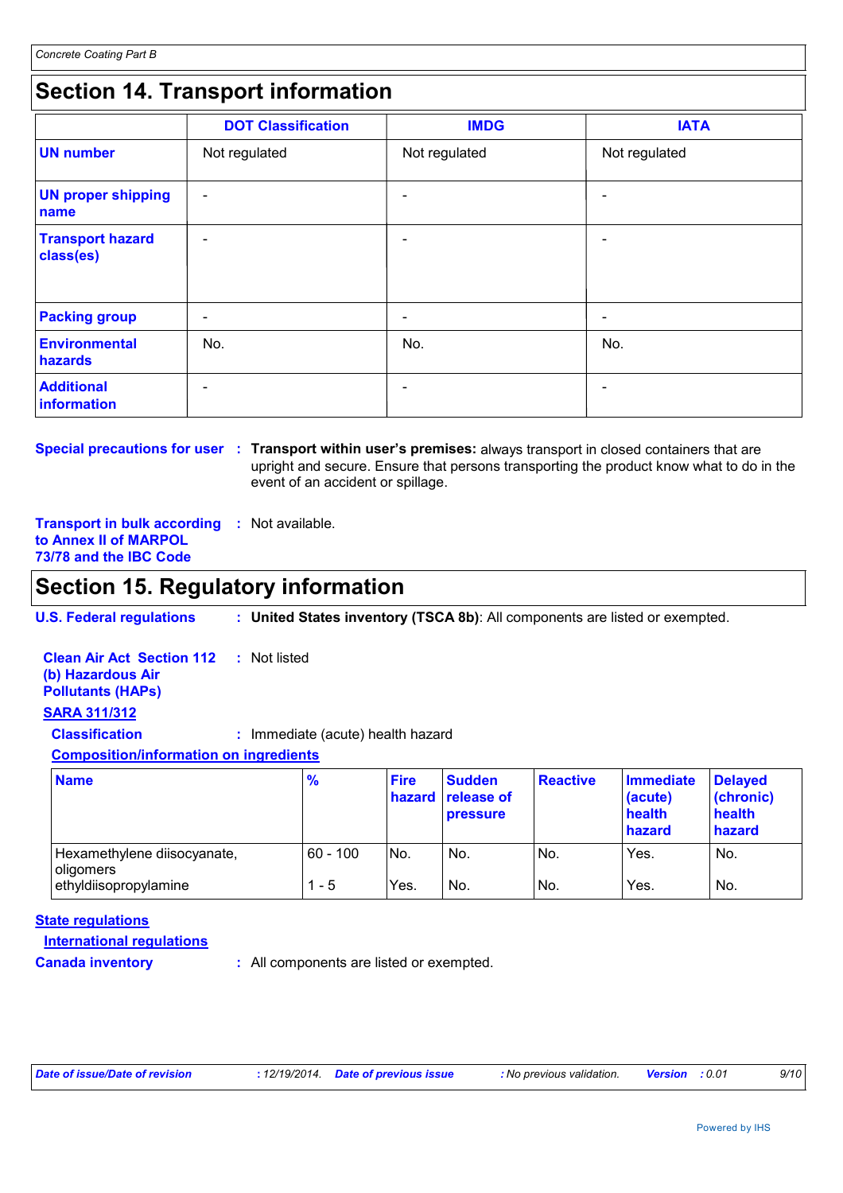## Section 14. Transport information

| | DOT Classification | IMDG | IATA |
|---|---|---|---|
| **UN number** | Not regulated | Not regulated | Not regulated |
| **UN proper shipping name** | - | - | - |
| **Transport hazard class(es)** | - | - | - |
| **Packing group** | - | - | - |
| **Environmental hazards** | No. | No. | No. |
| **Additional information** | - | - | - |

**Special precautions for user** : **Transport within user's premises:** always transport in closed containers that are upright and secure. Ensure that persons transporting the product know what to do in the event of an accident or spillage.

**Transport in bulk according to Annex II of MARPOL 73/78 and the IBC Code** : Not available.

## Section 15. Regulatory information

**U.S. Federal regulations** : **United States inventory (TSCA 8b)**: All components are listed or exempted.

**Clean Air Act Section 112 (b) Hazardous Air Pollutants (HAPs)** : Not listed

**SARA 311/312**

**Classification** : Immediate (acute) health hazard

**Composition/information on ingredients**

| Name | % | Fire hazard | Sudden release of pressure | Reactive | Immediate (acute) health hazard | Delayed (chronic) health hazard |
|---|---|---|---|---|---|---|
| Hexamethylene diisocyanate, oligomers | 60 - 100 | No. | No. | No. | Yes. | No. |
| ethyldiisopropylamine | 1 - 5 | Yes. | No. | No. | Yes. | No. |

**State regulations**

**International regulations**

**Canada inventory** : All components are listed or exempted.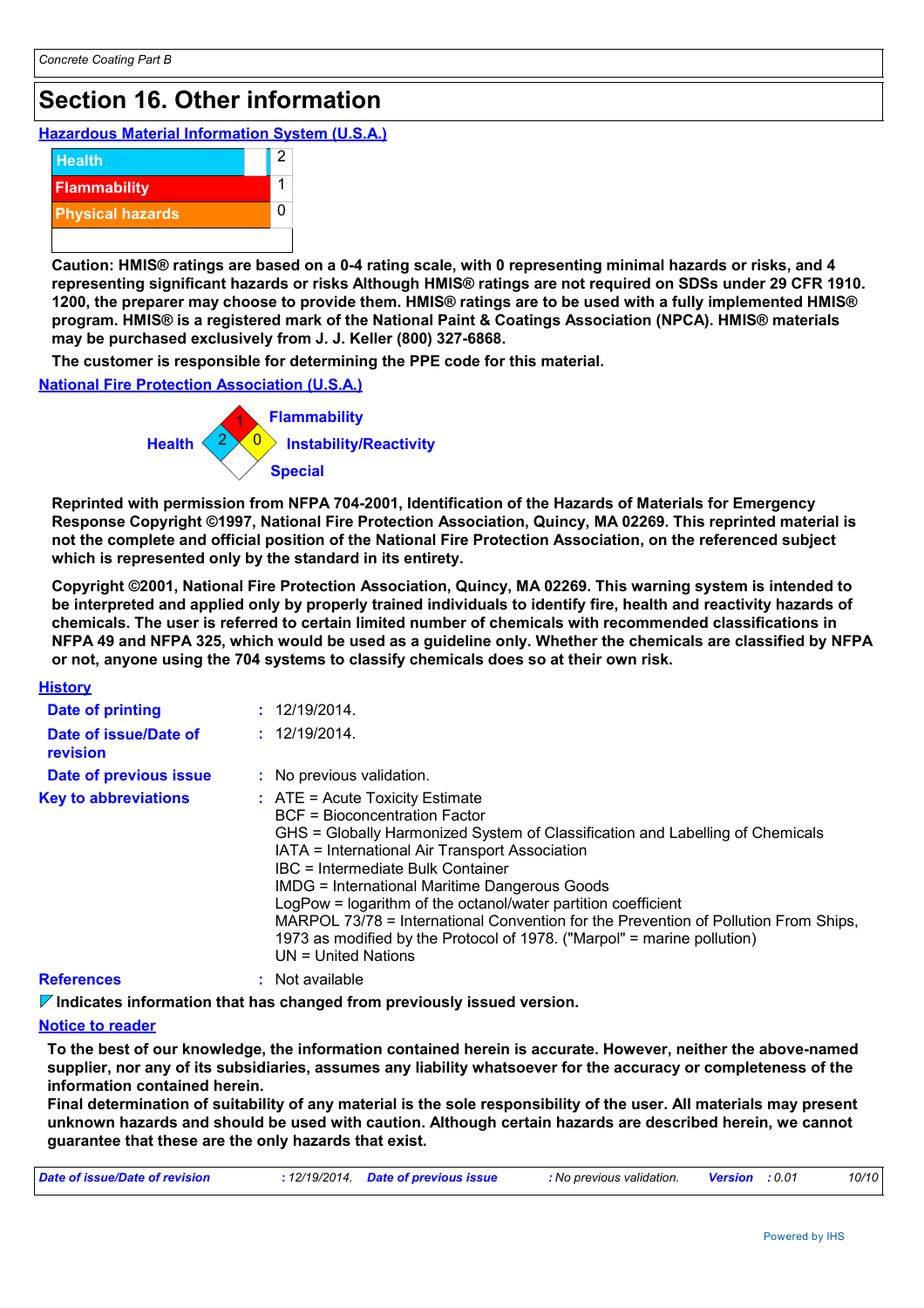# Section 16. Other information

**Hazardous Material Information System (U.S.A.)**

| | |
|---|---|
| Health | 2 |
| Flammability | 1 |
| Physical hazards | 0 |
| | |

**Caution: HMIS® ratings are based on a 0-4 rating scale, with 0 representing minimal hazards or risks, and 4 representing significant hazards or risks Although HMIS® ratings are not required on SDSs under 29 CFR 1910. 1200, the preparer may choose to provide them. HMIS® ratings are to be used with a fully implemented HMIS® program. HMIS® is a registered mark of the National Paint & Coatings Association (NPCA). HMIS® materials may be purchased exclusively from J. J. Keller (800) 327-6868.**

**The customer is responsible for determining the PPE code for this material.**

**National Fire Protection Association (U.S.A.)**

Flammability: 1
Health: 2
Instability/Reactivity: 0
Special

**Reprinted with permission from NFPA 704-2001, Identification of the Hazards of Materials for Emergency Response Copyright ©1997, National Fire Protection Association, Quincy, MA 02269. This reprinted material is not the complete and official position of the National Fire Protection Association, on the referenced subject which is represented only by the standard in its entirety.**

**Copyright ©2001, National Fire Protection Association, Quincy, MA 02269. This warning system is intended to be interpreted and applied only by properly trained individuals to identify fire, health and reactivity hazards of chemicals. The user is referred to certain limited number of chemicals with recommended classifications in NFPA 49 and NFPA 325, which would be used as a guideline only. Whether the chemicals are classified by NFPA or not, anyone using the 704 systems to classify chemicals does so at their own risk.**

**History**

| | |
|---|---|
| **Date of printing** | : 12/19/2014. |
| **Date of issue/Date of revision** | : 12/19/2014. |
| **Date of previous issue** | : No previous validation. |
| **Key to abbreviations** | : ATE = Acute Toxicity Estimate<br>BCF = Bioconcentration Factor<br>GHS = Globally Harmonized System of Classification and Labelling of Chemicals<br>IATA = International Air Transport Association<br>IBC = Intermediate Bulk Container<br>IMDG = International Maritime Dangerous Goods<br>LogPow = logarithm of the octanol/water partition coefficient<br>MARPOL 73/78 = International Convention for the Prevention of Pollution From Ships, 1973 as modified by the Protocol of 1978. ("Marpol" = marine pollution)<br>UN = United Nations |
| **References** | : Not available |

**▼ Indicates information that has changed from previously issued version.**

**Notice to reader**

**To the best of our knowledge, the information contained herein is accurate. However, neither the above-named supplier, nor any of its subsidiaries, assumes any liability whatsoever for the accuracy or completeness of the information contained herein.**
**Final determination of suitability of any material is the sole responsibility of the user. All materials may present unknown hazards and should be used with caution. Although certain hazards are described herein, we cannot guarantee that these are the only hazards that exist.**